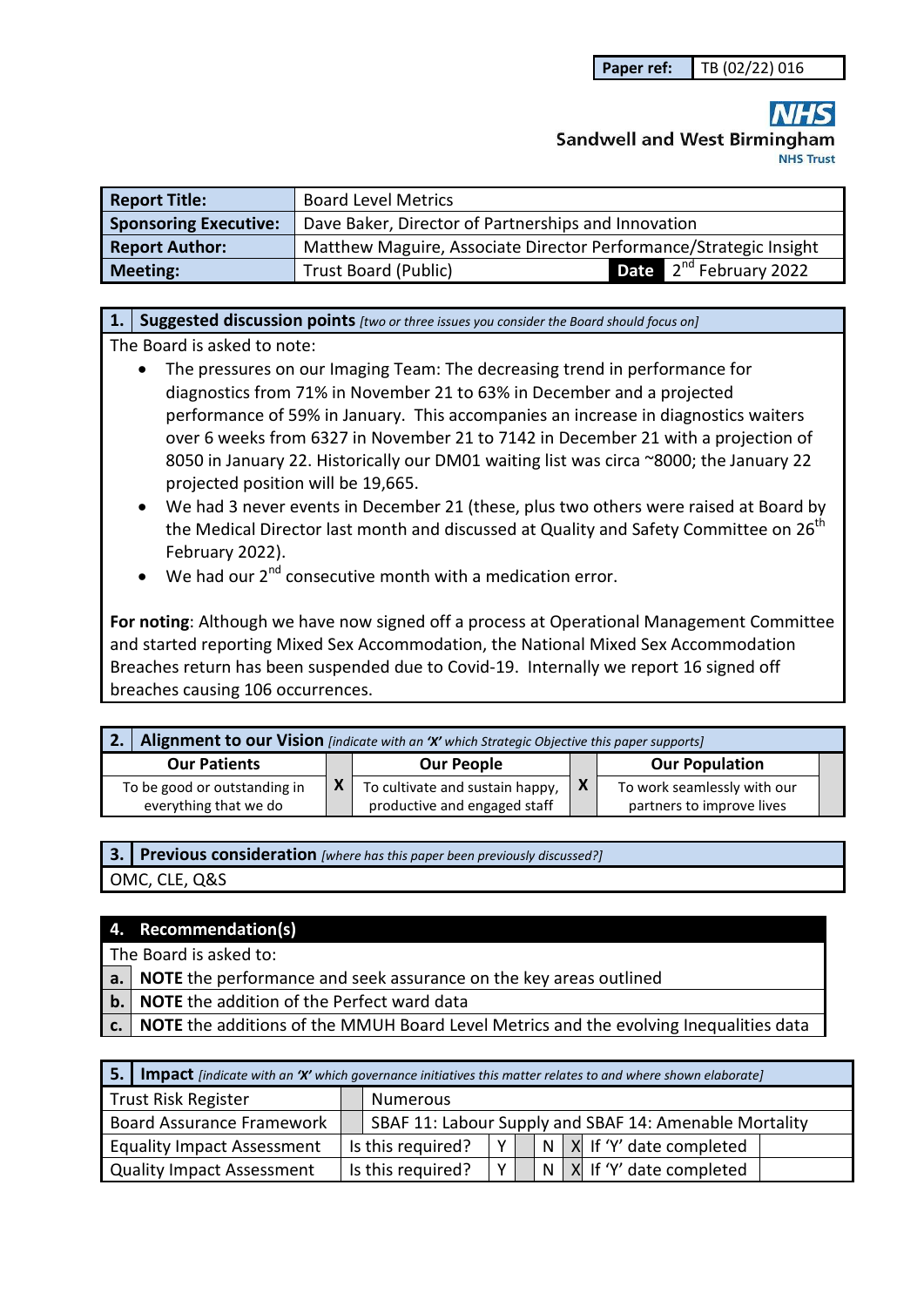| Paper ref: | TB (02/22) 016 |
|---|---|

**NHS**
**Sandwell and West Birmingham**
**NHS Trust**

| **Report Title:** | Board Level Metrics | | |
|---|---|---|---|
| **Sponsoring Executive:** | Dave Baker, Director of Partnerships and Innovation | | |
| **Report Author:** | Matthew Maguire, Associate Director Performance/Strategic Insight | | |
| **Meeting:** | Trust Board (Public) | **Date** | 2nd February 2022 |

## 1. Suggested discussion points *[two or three issues you consider the Board should focus on]*

The Board is asked to note:

- The pressures on our Imaging Team: The decreasing trend in performance for diagnostics from 71% in November 21 to 63% in December and a projected performance of 59% in January. This accompanies an increase in diagnostics waiters over 6 weeks from 6327 in November 21 to 7142 in December 21 with a projection of 8050 in January 22. Historically our DM01 waiting list was circa ~8000; the January 22 projected position will be 19,665.
- We had 3 never events in December 21 (these, plus two others were raised at Board by the Medical Director last month and discussed at Quality and Safety Committee on 26th February 2022).
- We had our 2nd consecutive month with a medication error.

**For noting**: Although we have now signed off a process at Operational Management Committee and started reporting Mixed Sex Accommodation, the National Mixed Sex Accommodation Breaches return has been suspended due to Covid-19. Internally we report 16 signed off breaches causing 106 occurrences.

## 2. Alignment to our Vision *[indicate with an 'X' which Strategic Objective this paper supports]*

| Our Patients | | Our People | | Our Population | |
|---|---|---|---|---|---|
| To be good or outstanding in everything that we do | X | To cultivate and sustain happy, productive and engaged staff | X | To work seamlessly with our partners to improve lives | |

## 3. Previous consideration *[where has this paper been previously discussed?]*

OMC, CLE, Q&S

## 4. Recommendation(s)

The Board is asked to:

| | |
|---|---|
| **a.** | **NOTE** the performance and seek assurance on the key areas outlined |
| **b.** | **NOTE** the addition of the Perfect ward data |
| **c.** | **NOTE** the additions of the MMUH Board Level Metrics and the evolving Inequalities data |

## 5. Impact *[indicate with an 'X' which governance initiatives this matter relates to and where shown elaborate]*

| Trust Risk Register | | Numerous | | | | | | |
|---|---|---|---|---|---|---|---|---|
| Board Assurance Framework | | SBAF 11: Labour Supply and SBAF 14: Amenable Mortality | | | | | | |
| Equality Impact Assessment | Is this required? | Y | | N | X | If 'Y' date completed | | |
| Quality Impact Assessment | Is this required? | Y | | N | X | If 'Y' date completed | | |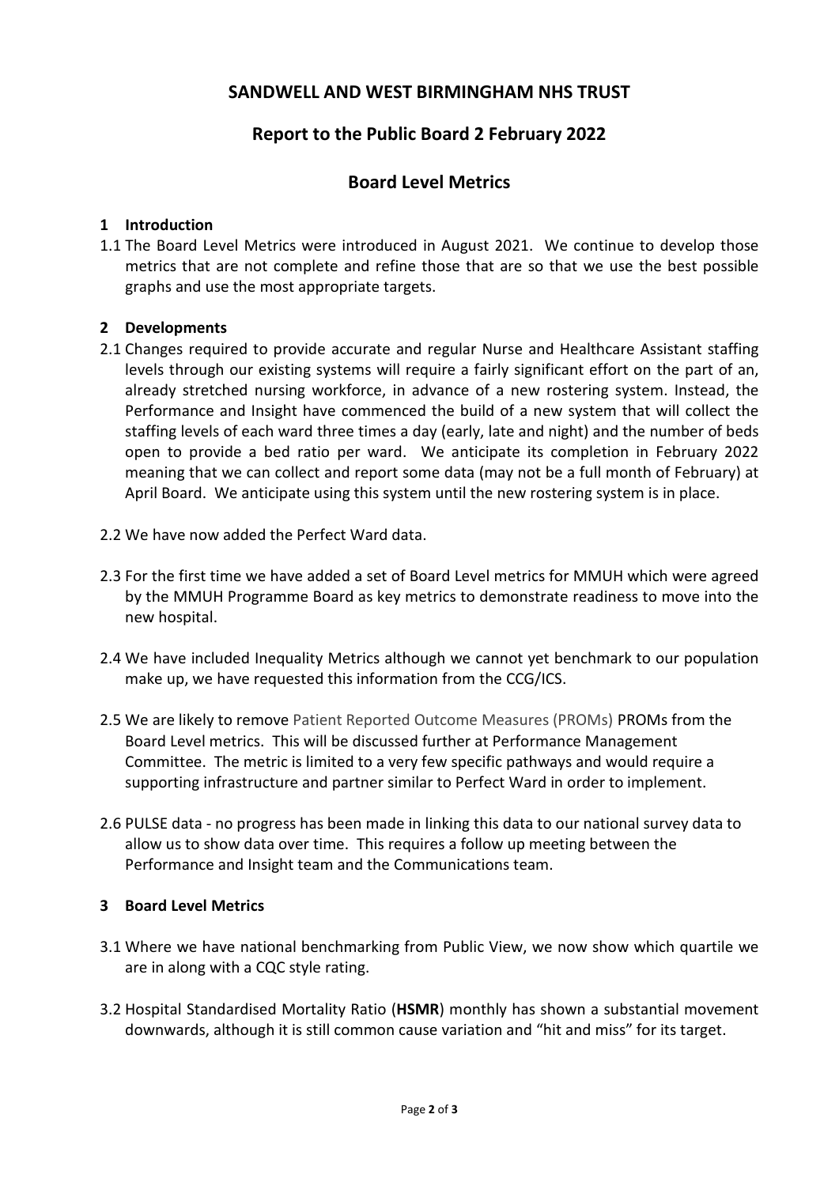# SANDWELL AND WEST BIRMINGHAM NHS TRUST

## Report to the Public Board 2 February 2022

## Board Level Metrics

### 1 Introduction

1.1 The Board Level Metrics were introduced in August 2021. We continue to develop those metrics that are not complete and refine those that are so that we use the best possible graphs and use the most appropriate targets.

### 2 Developments

2.1 Changes required to provide accurate and regular Nurse and Healthcare Assistant staffing levels through our existing systems will require a fairly significant effort on the part of an, already stretched nursing workforce, in advance of a new rostering system. Instead, the Performance and Insight have commenced the build of a new system that will collect the staffing levels of each ward three times a day (early, late and night) and the number of beds open to provide a bed ratio per ward. We anticipate its completion in February 2022 meaning that we can collect and report some data (may not be a full month of February) at April Board. We anticipate using this system until the new rostering system is in place.

2.2 We have now added the Perfect Ward data.

2.3 For the first time we have added a set of Board Level metrics for MMUH which were agreed by the MMUH Programme Board as key metrics to demonstrate readiness to move into the new hospital.

2.4 We have included Inequality Metrics although we cannot yet benchmark to our population make up, we have requested this information from the CCG/ICS.

2.5 We are likely to remove Patient Reported Outcome Measures (PROMs) PROMs from the Board Level metrics. This will be discussed further at Performance Management Committee. The metric is limited to a very few specific pathways and would require a supporting infrastructure and partner similar to Perfect Ward in order to implement.

2.6 PULSE data - no progress has been made in linking this data to our national survey data to allow us to show data over time. This requires a follow up meeting between the Performance and Insight team and the Communications team.

### 3 Board Level Metrics

3.1 Where we have national benchmarking from Public View, we now show which quartile we are in along with a CQC style rating.

3.2 Hospital Standardised Mortality Ratio (**HSMR**) monthly has shown a substantial movement downwards, although it is still common cause variation and "hit and miss" for its target.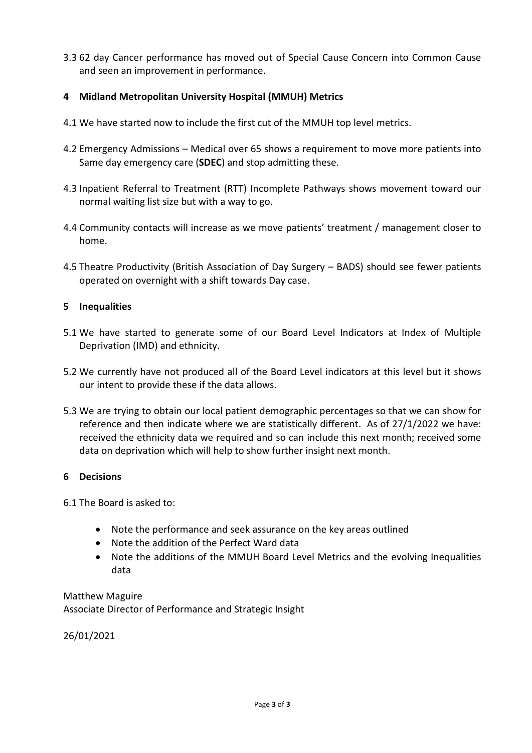3.3 62 day Cancer performance has moved out of Special Cause Concern into Common Cause and seen an improvement in performance.

## 4 Midland Metropolitan University Hospital (MMUH) Metrics

4.1 We have started now to include the first cut of the MMUH top level metrics.

4.2 Emergency Admissions – Medical over 65 shows a requirement to move more patients into Same day emergency care (**SDEC**) and stop admitting these.

4.3 Inpatient Referral to Treatment (RTT) Incomplete Pathways shows movement toward our normal waiting list size but with a way to go.

4.4 Community contacts will increase as we move patients' treatment / management closer to home.

4.5 Theatre Productivity (British Association of Day Surgery – BADS) should see fewer patients operated on overnight with a shift towards Day case.

## 5 Inequalities

5.1 We have started to generate some of our Board Level Indicators at Index of Multiple Deprivation (IMD) and ethnicity.

5.2 We currently have not produced all of the Board Level indicators at this level but it shows our intent to provide these if the data allows.

5.3 We are trying to obtain our local patient demographic percentages so that we can show for reference and then indicate where we are statistically different. As of 27/1/2022 we have: received the ethnicity data we required and so can include this next month; received some data on deprivation which will help to show further insight next month.

## 6 Decisions

6.1 The Board is asked to:

- Note the performance and seek assurance on the key areas outlined
- Note the addition of the Perfect Ward data
- Note the additions of the MMUH Board Level Metrics and the evolving Inequalities data

Matthew Maguire
Associate Director of Performance and Strategic Insight

26/01/2021